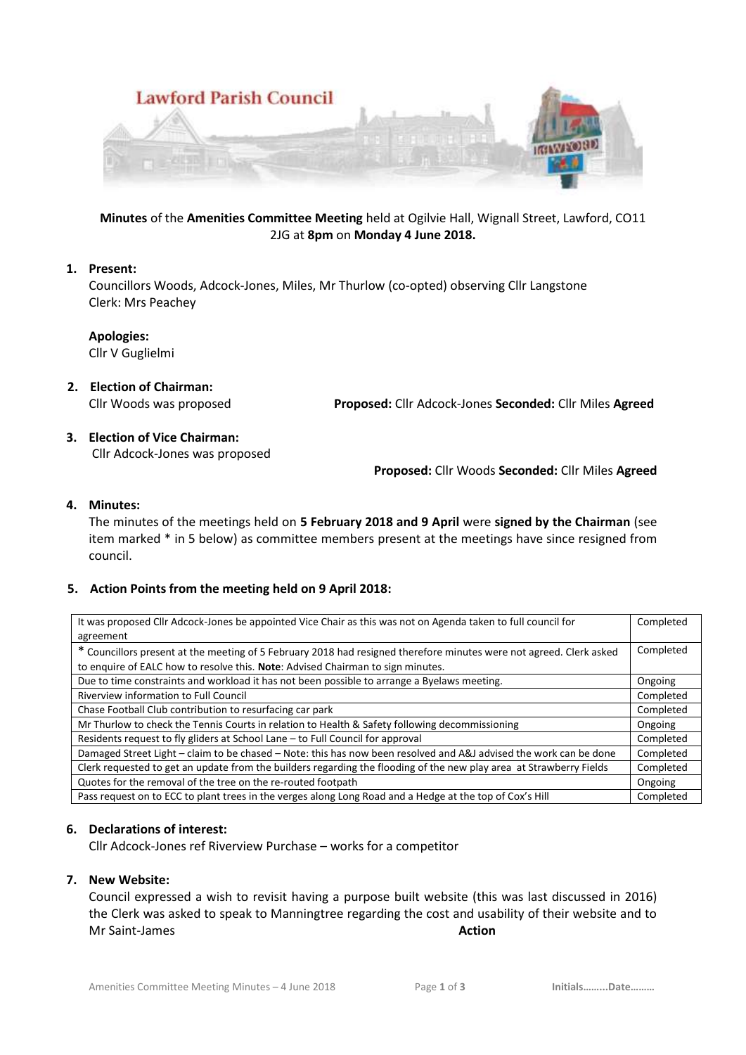Lawford Parish Council

**Minutes** of the **Amenities Committee Meeting** held at Ogilvie Hall, Wignall Street, Lawford, CO11 2JG at **8pm** on **Monday 4 June 2018.**

1. **Present:**

   Councillors Woods, Adcock-Jones, Miles, Mr Thurlow (co-opted) observing Cllr Langstone
   Clerk: Mrs Peachey

   **Apologies:**
   Cllr V Guglielmi

2. **Election of Chairman:**

   Cllr Woods was proposed **Proposed:** Cllr Adcock-Jones **Seconded:** Cllr Miles **Agreed**

3. **Election of Vice Chairman:**

   Cllr Adcock-Jones was proposed

   **Proposed:** Cllr Woods **Seconded:** Cllr Miles **Agreed**

4. **Minutes:**

   The minutes of the meetings held on **5 February 2018 and 9 April** were **signed by the Chairman** (see item marked * in 5 below) as committee members present at the meetings have since resigned from council.

5. **Action Points from the meeting held on 9 April 2018:**

| Action | Status |
|---|---|
| It was proposed Cllr Adcock-Jones be appointed Vice Chair as this was not on Agenda taken to full council for agreement | Completed |
| * Councillors present at the meeting of 5 February 2018 had resigned therefore minutes were not agreed. Clerk asked to enquire of EALC how to resolve this. **Note**: Advised Chairman to sign minutes. | Completed |
| Due to time constraints and workload it has not been possible to arrange a Byelaws meeting. | Ongoing |
| Riverview information to Full Council | Completed |
| Chase Football Club contribution to resurfacing car park | Completed |
| Mr Thurlow to check the Tennis Courts in relation to Health & Safety following decommissioning | Ongoing |
| Residents request to fly gliders at School Lane – to Full Council for approval | Completed |
| Damaged Street Light – claim to be chased – Note: this has now been resolved and A&J advised the work can be done | Completed |
| Clerk requested to get an update from the builders regarding the flooding of the new play area at Strawberry Fields | Completed |
| Quotes for the removal of the tree on the re-routed footpath | Ongoing |
| Pass request on to ECC to plant trees in the verges along Long Road and a Hedge at the top of Cox's Hill | Completed |

6. **Declarations of interest:**

   Cllr Adcock-Jones ref Riverview Purchase – works for a competitor

7. **New Website:**

   Council expressed a wish to revisit having a purpose built website (this was last discussed in 2016) the Clerk was asked to speak to Manningtree regarding the cost and usability of their website and to Mr Saint-James **Action**

Initials……..Date………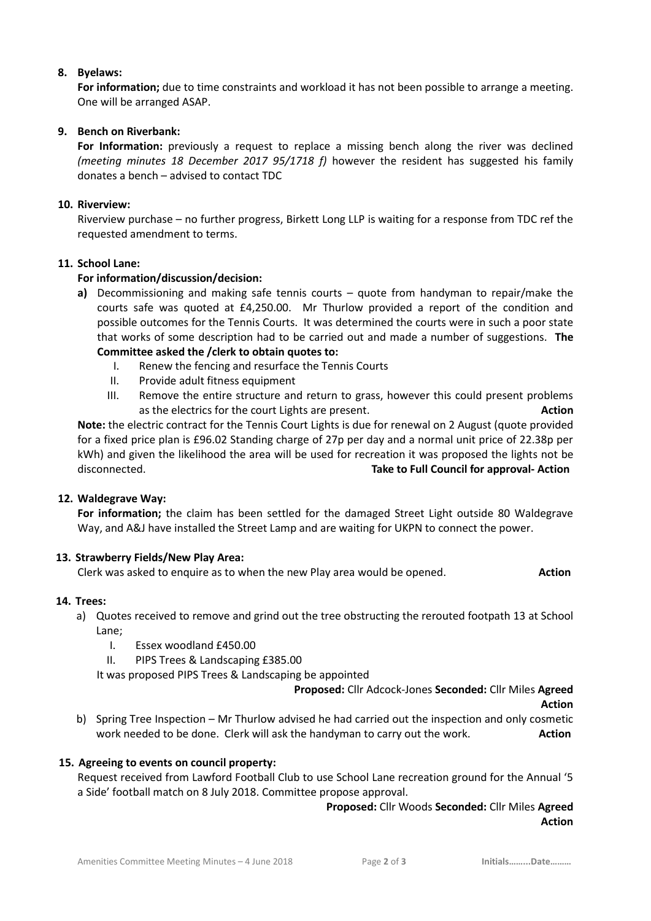8. **Byelaws:**

   **For information;** due to time constraints and workload it has not been possible to arrange a meeting. One will be arranged ASAP.

9. **Bench on Riverbank:**

   **For Information:** previously a request to replace a missing bench along the river was declined *(meeting minutes 18 December 2017 95/1718 f)* however the resident has suggested his family donates a bench – advised to contact TDC

10. **Riverview:**

    Riverview purchase – no further progress, Birkett Long LLP is waiting for a response from TDC ref the requested amendment to terms.

11. **School Lane:**

    **For information/discussion/decision:**

    **a)** Decommissioning and making safe tennis courts – quote from handyman to repair/make the courts safe was quoted at £4,250.00. Mr Thurlow provided a report of the condition and possible outcomes for the Tennis Courts. It was determined the courts were in such a poor state that works of some description had to be carried out and made a number of suggestions. **The Committee asked the /clerk to obtain quotes to:**

    I. Renew the fencing and resurface the Tennis Courts
    II. Provide adult fitness equipment
    III. Remove the entire structure and return to grass, however this could present problems as the electrics for the court Lights are present. **Action**

    **Note:** the electric contract for the Tennis Court Lights is due for renewal on 2 August (quote provided for a fixed price plan is £96.02 Standing charge of 27p per day and a normal unit price of 22.38p per kWh) and given the likelihood the area will be used for recreation it was proposed the lights not be disconnected. **Take to Full Council for approval- Action**

12. **Waldegrave Way:**

    **For information;** the claim has been settled for the damaged Street Light outside 80 Waldegrave Way, and A&J have installed the Street Lamp and are waiting for UKPN to connect the power.

13. **Strawberry Fields/New Play Area:**

    Clerk was asked to enquire as to when the new Play area would be opened. **Action**

14. **Trees:**

    a) Quotes received to remove and grind out the tree obstructing the rerouted footpath 13 at School Lane;

    I. Essex woodland £450.00
    II. PIPS Trees & Landscaping £385.00

    It was proposed PIPS Trees & Landscaping be appointed

    **Proposed:** Cllr Adcock-Jones **Seconded:** Cllr Miles **Agreed**

    **Action**

    b) Spring Tree Inspection – Mr Thurlow advised he had carried out the inspection and only cosmetic work needed to be done. Clerk will ask the handyman to carry out the work. **Action**

15. **Agreeing to events on council property:**

    Request received from Lawford Football Club to use School Lane recreation ground for the Annual '5 a Side' football match on 8 July 2018. Committee propose approval.

    **Proposed:** Cllr Woods **Seconded:** Cllr Miles **Agreed**

    **Action**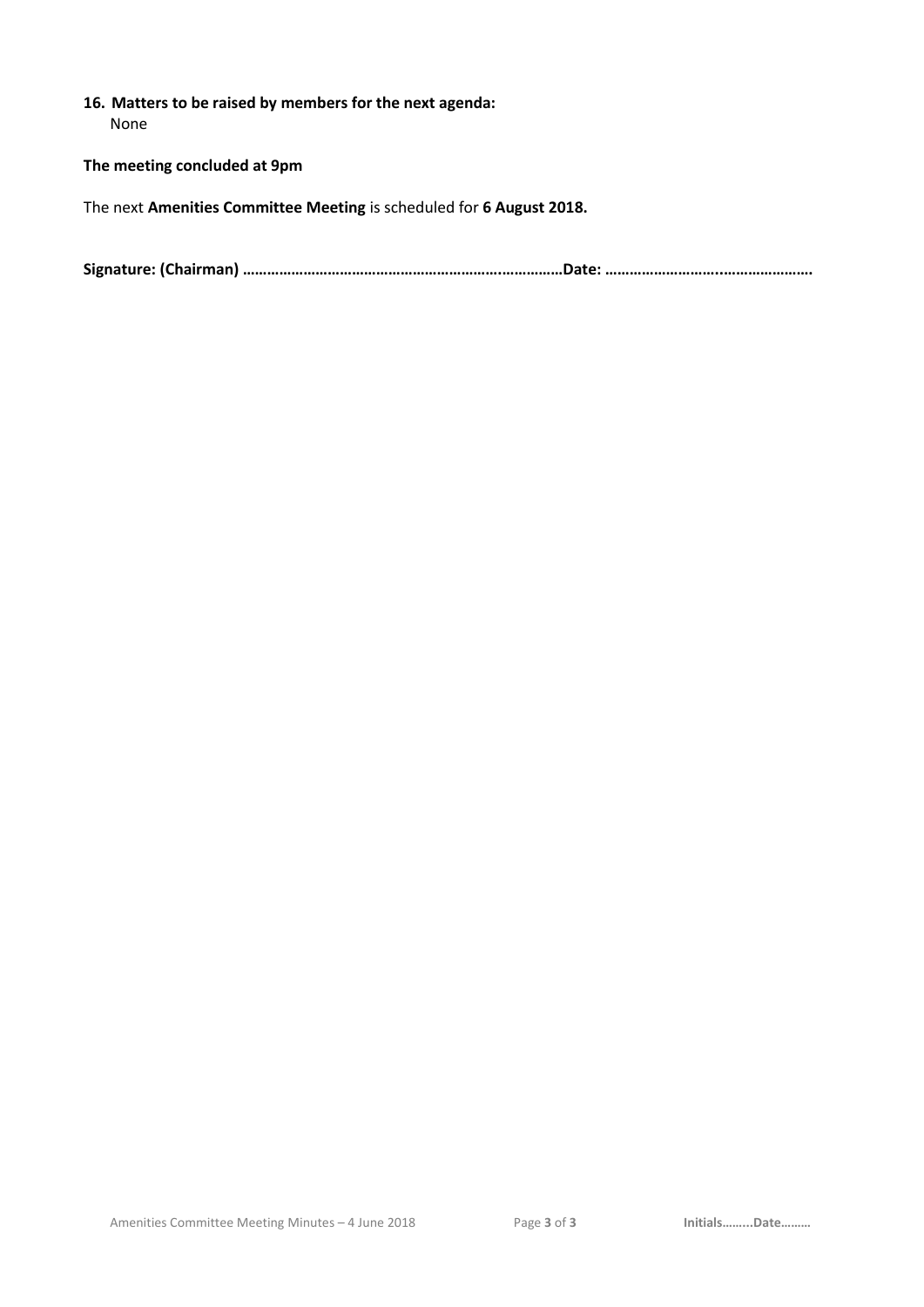**16. Matters to be raised by members for the next agenda:**
None

**The meeting concluded at 9pm**

The next **Amenities Committee Meeting** is scheduled for **6 August 2018.**

**Signature: (Chairman) ……………………………………………………………………Date: ………………………………………….**